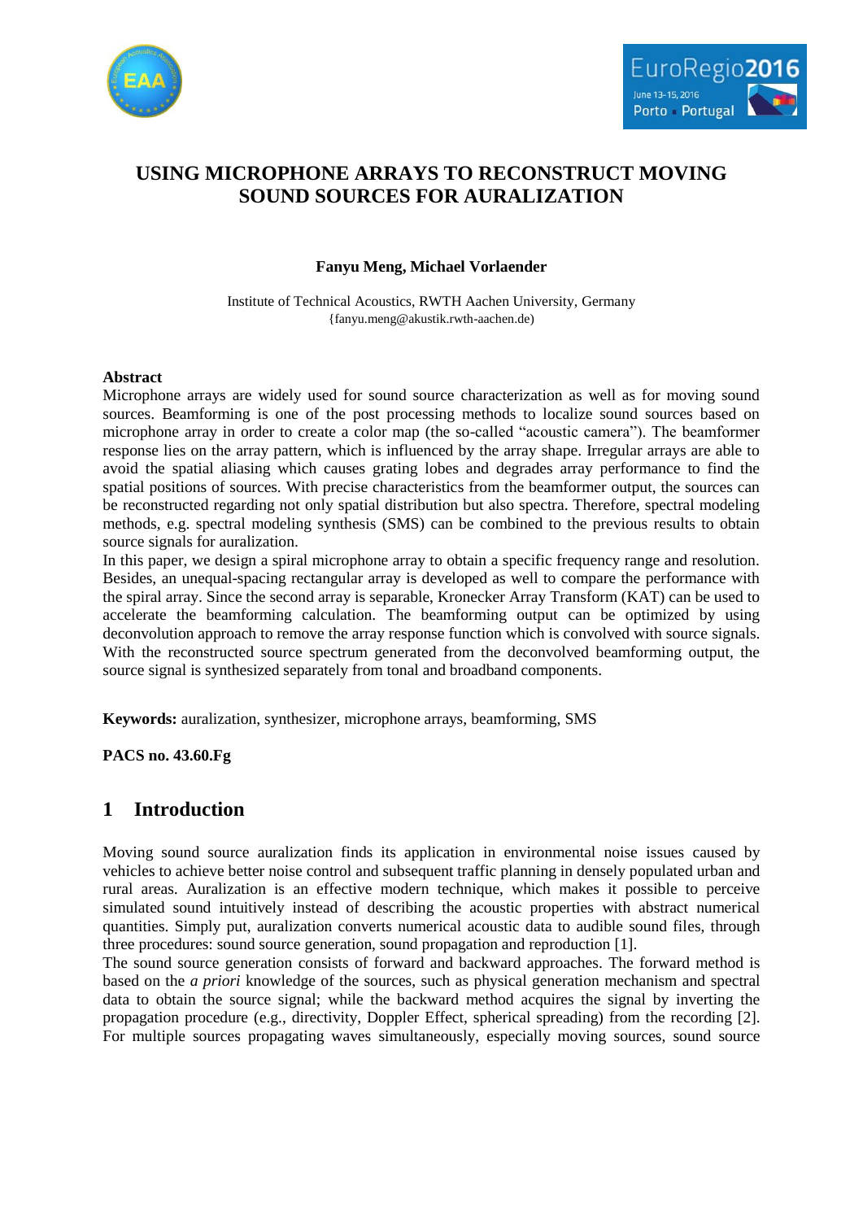# USING MICROPHONE ARRAYS TO RECONSTRUCT MOVING SOUND SOURCES FOR AURALIZATION

**Fanyu Meng, Michael Vorlaender**

Institute of Technical Acoustics, RWTH Aachen University, Germany
{fanyu.meng@akustik.rwth-aachen.de}

**Abstract**

Microphone arrays are widely used for sound source characterization as well as for moving sound sources. Beamforming is one of the post processing methods to localize sound sources based on microphone array in order to create a color map (the so-called "acoustic camera"). The beamformer response lies on the array pattern, which is influenced by the array shape. Irregular arrays are able to avoid the spatial aliasing which causes grating lobes and degrades array performance to find the spatial positions of sources. With precise characteristics from the beamformer output, the sources can be reconstructed regarding not only spatial distribution but also spectra. Therefore, spectral modeling methods, e.g. spectral modeling synthesis (SMS) can be combined to the previous results to obtain source signals for auralization.

In this paper, we design a spiral microphone array to obtain a specific frequency range and resolution. Besides, an unequal-spacing rectangular array is developed as well to compare the performance with the spiral array. Since the second array is separable, Kronecker Array Transform (KAT) can be used to accelerate the beamforming calculation. The beamforming output can be optimized by using deconvolution approach to remove the array response function which is convolved with source signals. With the reconstructed source spectrum generated from the deconvolved beamforming output, the source signal is synthesized separately from tonal and broadband components.

**Keywords:** auralization, synthesizer, microphone arrays, beamforming, SMS

**PACS no. 43.60.Fg**

## 1 Introduction

Moving sound source auralization finds its application in environmental noise issues caused by vehicles to achieve better noise control and subsequent traffic planning in densely populated urban and rural areas. Auralization is an effective modern technique, which makes it possible to perceive simulated sound intuitively instead of describing the acoustic properties with abstract numerical quantities. Simply put, auralization converts numerical acoustic data to audible sound files, through three procedures: sound source generation, sound propagation and reproduction [1].

The sound source generation consists of forward and backward approaches. The forward method is based on the *a priori* knowledge of the sources, such as physical generation mechanism and spectral data to obtain the source signal; while the backward method acquires the signal by inverting the propagation procedure (e.g., directivity, Doppler Effect, spherical spreading) from the recording [2]. For multiple sources propagating waves simultaneously, especially moving sources, sound source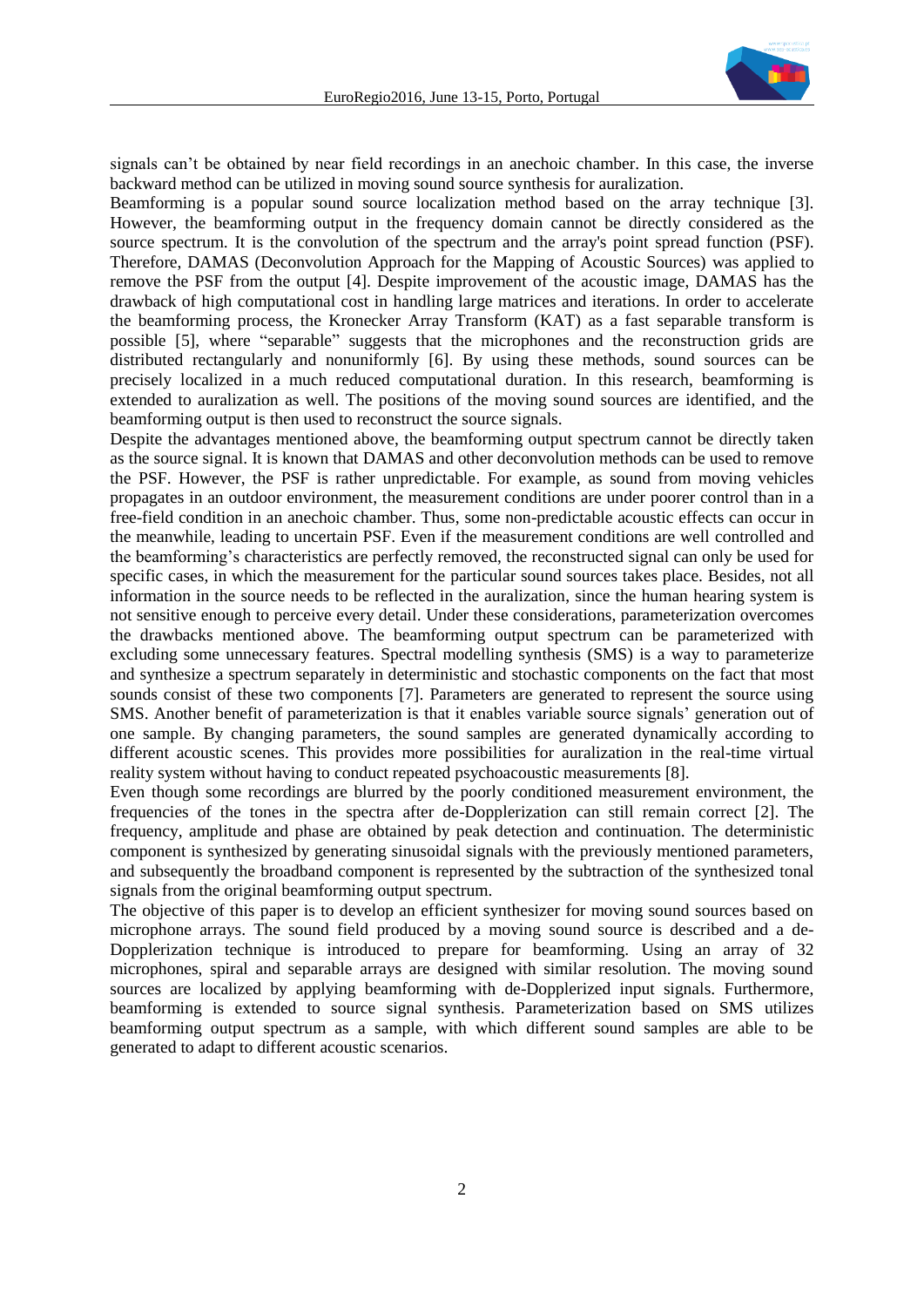signals can't be obtained by near field recordings in an anechoic chamber. In this case, the inverse backward method can be utilized in moving sound source synthesis for auralization.

Beamforming is a popular sound source localization method based on the array technique [3]. However, the beamforming output in the frequency domain cannot be directly considered as the source spectrum. It is the convolution of the spectrum and the array's point spread function (PSF). Therefore, DAMAS (Deconvolution Approach for the Mapping of Acoustic Sources) was applied to remove the PSF from the output [4]. Despite improvement of the acoustic image, DAMAS has the drawback of high computational cost in handling large matrices and iterations. In order to accelerate the beamforming process, the Kronecker Array Transform (KAT) as a fast separable transform is possible [5], where "separable" suggests that the microphones and the reconstruction grids are distributed rectangularly and nonuniformly [6]. By using these methods, sound sources can be precisely localized in a much reduced computational duration. In this research, beamforming is extended to auralization as well. The positions of the moving sound sources are identified, and the beamforming output is then used to reconstruct the source signals.

Despite the advantages mentioned above, the beamforming output spectrum cannot be directly taken as the source signal. It is known that DAMAS and other deconvolution methods can be used to remove the PSF. However, the PSF is rather unpredictable. For example, as sound from moving vehicles propagates in an outdoor environment, the measurement conditions are under poorer control than in a free-field condition in an anechoic chamber. Thus, some non-predictable acoustic effects can occur in the meanwhile, leading to uncertain PSF. Even if the measurement conditions are well controlled and the beamforming's characteristics are perfectly removed, the reconstructed signal can only be used for specific cases, in which the measurement for the particular sound sources takes place. Besides, not all information in the source needs to be reflected in the auralization, since the human hearing system is not sensitive enough to perceive every detail. Under these considerations, parameterization overcomes the drawbacks mentioned above. The beamforming output spectrum can be parameterized with excluding some unnecessary features. Spectral modelling synthesis (SMS) is a way to parameterize and synthesize a spectrum separately in deterministic and stochastic components on the fact that most sounds consist of these two components [7]. Parameters are generated to represent the source using SMS. Another benefit of parameterization is that it enables variable source signals' generation out of one sample. By changing parameters, the sound samples are generated dynamically according to different acoustic scenes. This provides more possibilities for auralization in the real-time virtual reality system without having to conduct repeated psychoacoustic measurements [8].

Even though some recordings are blurred by the poorly conditioned measurement environment, the frequencies of the tones in the spectra after de-Dopplerization can still remain correct [2]. The frequency, amplitude and phase are obtained by peak detection and continuation. The deterministic component is synthesized by generating sinusoidal signals with the previously mentioned parameters, and subsequently the broadband component is represented by the subtraction of the synthesized tonal signals from the original beamforming output spectrum.

The objective of this paper is to develop an efficient synthesizer for moving sound sources based on microphone arrays. The sound field produced by a moving sound source is described and a de-Dopplerization technique is introduced to prepare for beamforming. Using an array of 32 microphones, spiral and separable arrays are designed with similar resolution. The moving sound sources are localized by applying beamforming with de-Dopplerized input signals. Furthermore, beamforming is extended to source signal synthesis. Parameterization based on SMS utilizes beamforming output spectrum as a sample, with which different sound samples are able to be generated to adapt to different acoustic scenarios.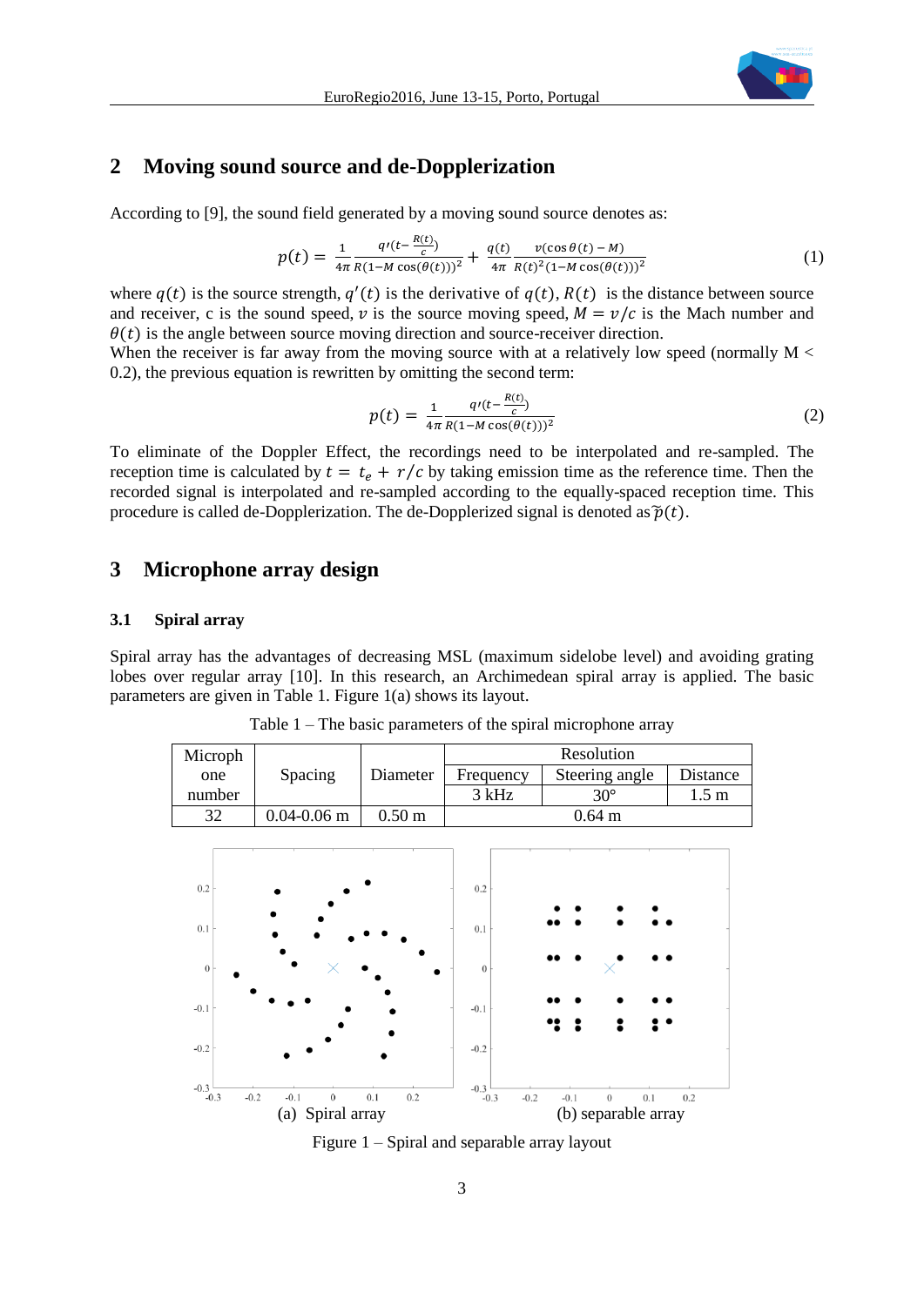## 2 Moving sound source and de-Dopplerization

According to [9], the sound field generated by a moving sound source denotes as:

$$p(t) = \frac{1}{4\pi} \frac{q'(t - \frac{R(t)}{c})}{R(1 - M\cos(\theta(t)))^2} + \frac{q(t)}{4\pi} \frac{v(\cos\theta(t) - M)}{R(t)^2(1 - M\cos(\theta(t)))^2} \tag{1}$$

where $q(t)$ is the source strength, $q'(t)$ is the derivative of $q(t)$, $R(t)$ is the distance between source and receiver, c is the sound speed, $v$ is the source moving speed, $M = v/c$ is the Mach number and $\theta(t)$ is the angle between source moving direction and source-receiver direction.

When the receiver is far away from the moving source with at a relatively low speed (normally M < 0.2), the previous equation is rewritten by omitting the second term:

$$p(t) = \frac{1}{4\pi} \frac{q'(t - \frac{R(t)}{c})}{R(1 - M\cos(\theta(t)))^2} \tag{2}$$

To eliminate of the Doppler Effect, the recordings need to be interpolated and re-sampled. The reception time is calculated by $t = t_e + r/c$ by taking emission time as the reference time. Then the recorded signal is interpolated and re-sampled according to the equally-spaced reception time. This procedure is called de-Dopplerization. The de-Dopplerized signal is denoted as $\tilde{p}(t)$.

## 3 Microphone array design

### 3.1 Spiral array

Spiral array has the advantages of decreasing MSL (maximum sidelobe level) and avoiding grating lobes over regular array [10]. In this research, an Archimedean spiral array is applied. The basic parameters are given in Table 1. Figure 1(a) shows its layout.

Table 1 – The basic parameters of the spiral microphone array

| Microphone number | Spacing | Diameter | Resolution | | |
|---|---|---|---|---|---|
| | | | Frequency | Steering angle | Distance |
| | | | 3 kHz | 30° | 1.5 m |
| 32 | 0.04-0.06 m | 0.50 m | 0.64 m | | |

(a) Spiral array (b) separable array

Figure 1 – Spiral and separable array layout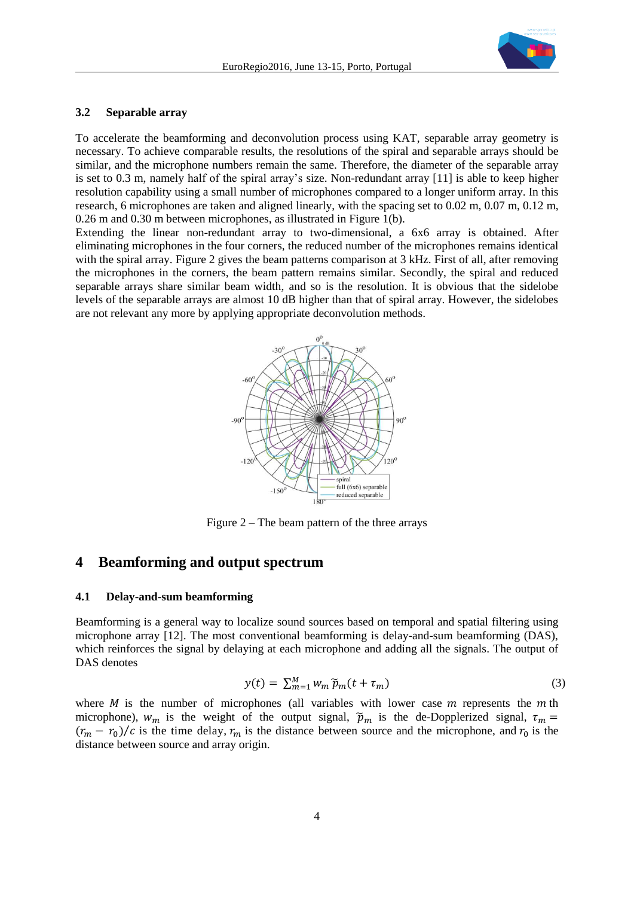### 3.2 Separable array

To accelerate the beamforming and deconvolution process using KAT, separable array geometry is necessary. To achieve comparable results, the resolutions of the spiral and separable arrays should be similar, and the microphone numbers remain the same. Therefore, the diameter of the separable array is set to 0.3 m, namely half of the spiral array's size. Non-redundant array [11] is able to keep higher resolution capability using a small number of microphones compared to a longer uniform array. In this research, 6 microphones are taken and aligned linearly, with the spacing set to 0.02 m, 0.07 m, 0.12 m, 0.26 m and 0.30 m between microphones, as illustrated in Figure 1(b).

Extending the linear non-redundant array to two-dimensional, a 6x6 array is obtained. After eliminating microphones in the four corners, the reduced number of the microphones remains identical with the spiral array. Figure 2 gives the beam patterns comparison at 3 kHz. First of all, after removing the microphones in the corners, the beam pattern remains similar. Secondly, the spiral and reduced separable arrays share similar beam width, and so is the resolution. It is obvious that the sidelobe levels of the separable arrays are almost 10 dB higher than that of spiral array. However, the sidelobes are not relevant any more by applying appropriate deconvolution methods.

Figure 2 – The beam pattern of the three arrays

# 4 Beamforming and output spectrum

### 4.1 Delay-and-sum beamforming

Beamforming is a general way to localize sound sources based on temporal and spatial filtering using microphone array [12]. The most conventional beamforming is delay-and-sum beamforming (DAS), which reinforces the signal by delaying at each microphone and adding all the signals. The output of DAS denotes

$$y(t) = \sum_{m=1}^{M} w_m \, \widetilde{p}_m(t + \tau_m) \tag{3}$$

where $M$ is the number of microphones (all variables with lower case $m$ represents the $m$ th microphone), $w_m$ is the weight of the output signal, $\widetilde{p}_m$ is the de-Dopplerized signal, $\tau_m = (r_m - r_0)/c$ is the time delay, $r_m$ is the distance between source and the microphone, and $r_0$ is the distance between source and array origin.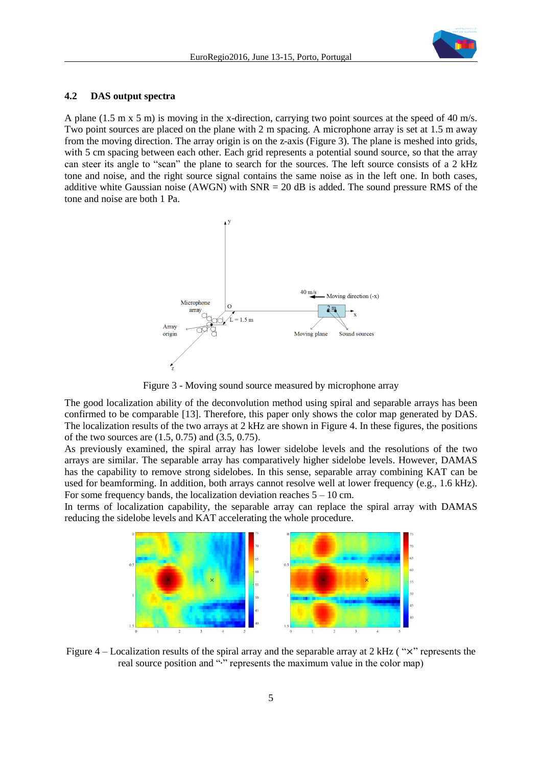### 4.2 DAS output spectra

A plane (1.5 m x 5 m) is moving in the x-direction, carrying two point sources at the speed of 40 m/s. Two point sources are placed on the plane with 2 m spacing. A microphone array is set at 1.5 m away from the moving direction. The array origin is on the z-axis (Figure 3). The plane is meshed into grids, with 5 cm spacing between each other. Each grid represents a potential sound source, so that the array can steer its angle to "scan" the plane to search for the sources. The left source consists of a 2 kHz tone and noise, and the right source signal contains the same noise as in the left one. In both cases, additive white Gaussian noise (AWGN) with SNR = 20 dB is added. The sound pressure RMS of the tone and noise are both 1 Pa.

Figure 3 - Moving sound source measured by microphone array

The good localization ability of the deconvolution method using spiral and separable arrays has been confirmed to be comparable [13]. Therefore, this paper only shows the color map generated by DAS. The localization results of the two arrays at 2 kHz are shown in Figure 4. In these figures, the positions of the two sources are (1.5, 0.75) and (3.5, 0.75).

As previously examined, the spiral array has lower sidelobe levels and the resolutions of the two arrays are similar. The separable array has comparatively higher sidelobe levels. However, DAMAS has the capability to remove strong sidelobes. In this sense, separable array combining KAT can be used for beamforming. In addition, both arrays cannot resolve well at lower frequency (e.g., 1.6 kHz). For some frequency bands, the localization deviation reaches 5 – 10 cm.

In terms of localization capability, the separable array can replace the spiral array with DAMAS reducing the sidelobe levels and KAT accelerating the whole procedure.

Figure 4 – Localization results of the spiral array and the separable array at 2 kHz ( "×" represents the real source position and "·" represents the maximum value in the color map)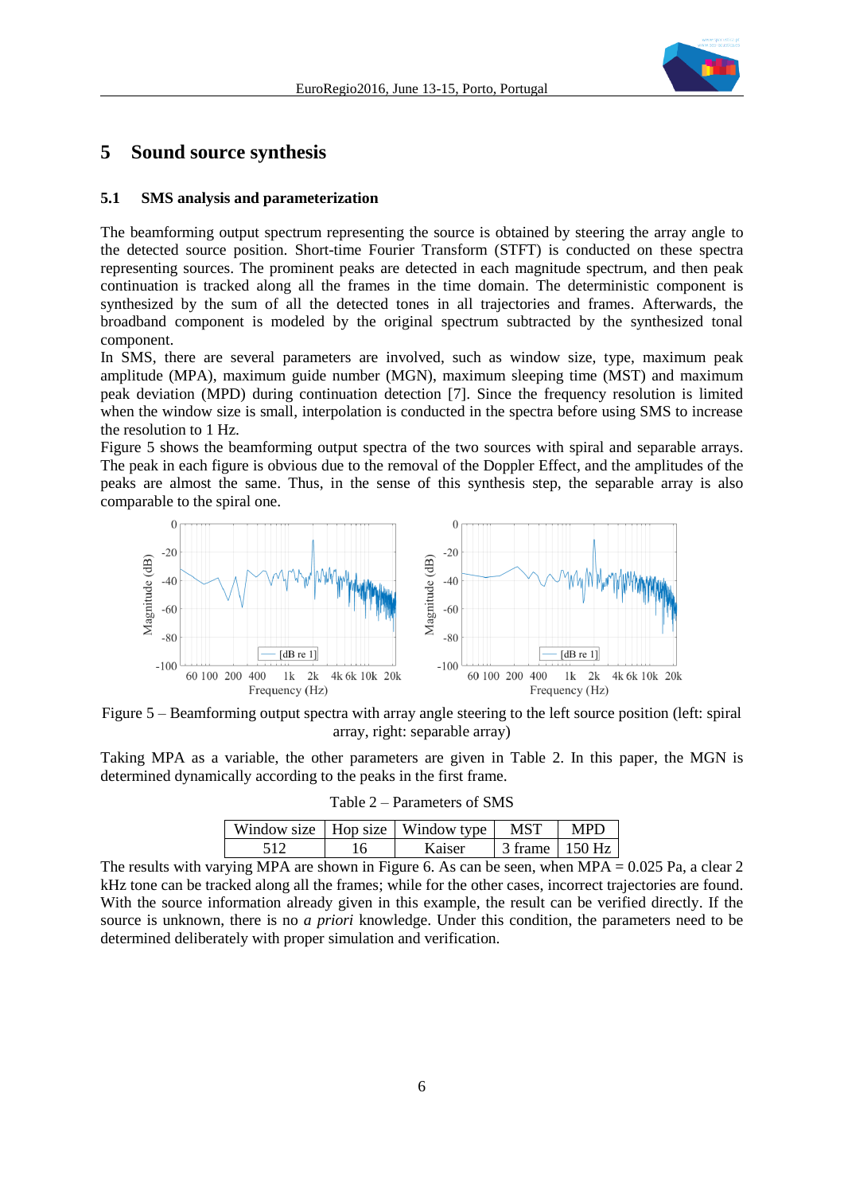# 5 Sound source synthesis

## 5.1 SMS analysis and parameterization

The beamforming output spectrum representing the source is obtained by steering the array angle to the detected source position. Short-time Fourier Transform (STFT) is conducted on these spectra representing sources. The prominent peaks are detected in each magnitude spectrum, and then peak continuation is tracked along all the frames in the time domain. The deterministic component is synthesized by the sum of all the detected tones in all trajectories and frames. Afterwards, the broadband component is modeled by the original spectrum subtracted by the synthesized tonal component.

In SMS, there are several parameters are involved, such as window size, type, maximum peak amplitude (MPA), maximum guide number (MGN), maximum sleeping time (MST) and maximum peak deviation (MPD) during continuation detection [7]. Since the frequency resolution is limited when the window size is small, interpolation is conducted in the spectra before using SMS to increase the resolution to 1 Hz.

Figure 5 shows the beamforming output spectra of the two sources with spiral and separable arrays. The peak in each figure is obvious due to the removal of the Doppler Effect, and the amplitudes of the peaks are almost the same. Thus, in the sense of this synthesis step, the separable array is also comparable to the spiral one.

Figure 5 – Beamforming output spectra with array angle steering to the left source position (left: spiral array, right: separable array)

Taking MPA as a variable, the other parameters are given in Table 2. In this paper, the MGN is determined dynamically according to the peaks in the first frame.

Table 2 – Parameters of SMS

| Window size | Hop size | Window type | MST | MPD |
|---|---|---|---|---|
| 512 | 16 | Kaiser | 3 frame | 150 Hz |

The results with varying MPA are shown in Figure 6. As can be seen, when MPA = 0.025 Pa, a clear 2 kHz tone can be tracked along all the frames; while for the other cases, incorrect trajectories are found. With the source information already given in this example, the result can be verified directly. If the source is unknown, there is no *a priori* knowledge. Under this condition, the parameters need to be determined deliberately with proper simulation and verification.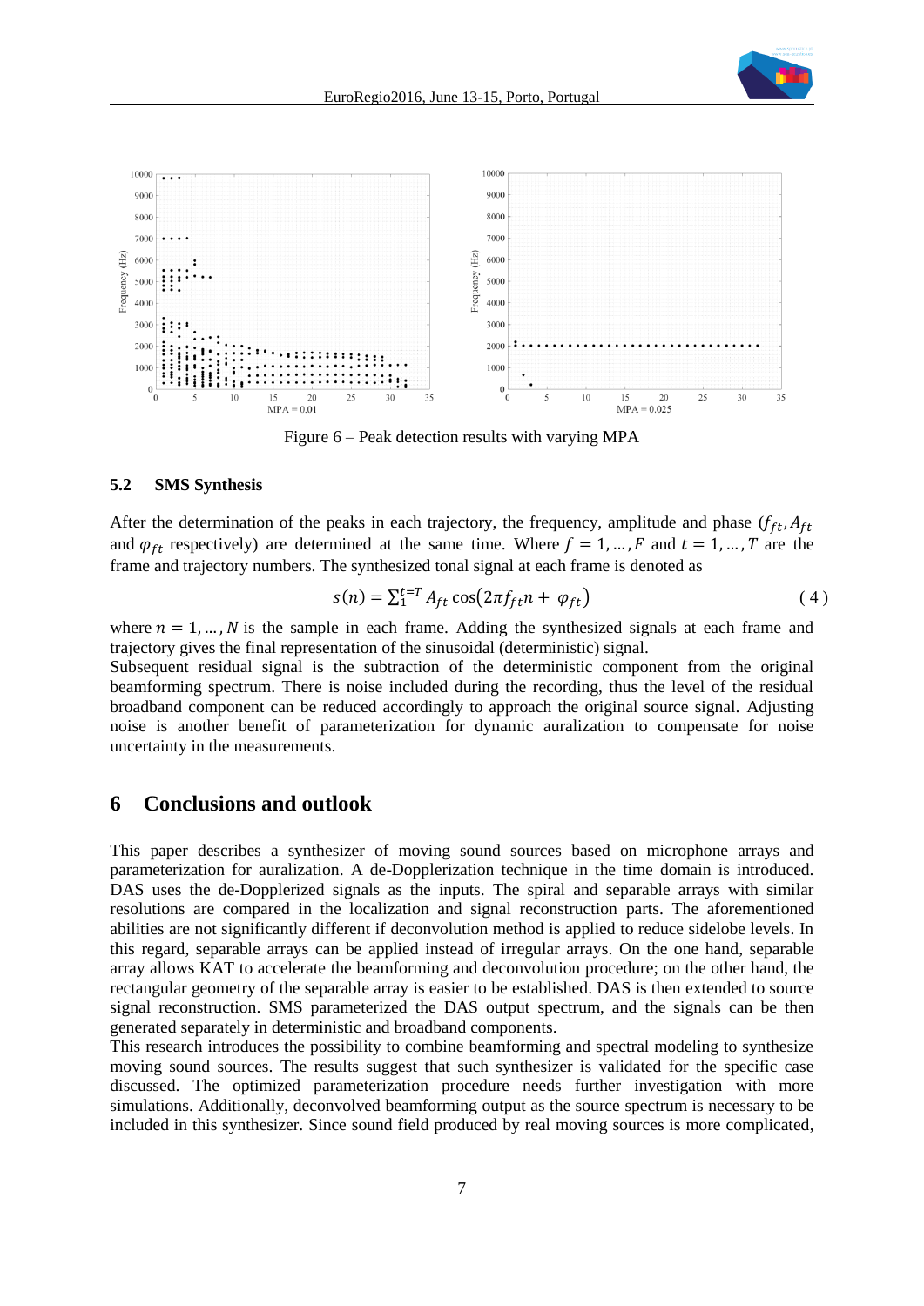Figure 6 – Peak detection results with varying MPA

### 5.2 SMS Synthesis

After the determination of the peaks in each trajectory, the frequency, amplitude and phase ($f_{ft}, A_{ft}$ and $\varphi_{ft}$ respectively) are determined at the same time. Where $f = 1, \dots, F$ and $t = 1, \dots, T$ are the frame and trajectory numbers. The synthesized tonal signal at each frame is denoted as

$$s(n) = \sum_{1}^{t=T} A_{ft} \cos\left(2\pi f_{ft} n + \varphi_{ft}\right) \tag{4}$$

where $n = 1, \dots, N$ is the sample in each frame. Adding the synthesized signals at each frame and trajectory gives the final representation of the sinusoidal (deterministic) signal.
Subsequent residual signal is the subtraction of the deterministic component from the original beamforming spectrum. There is noise included during the recording, thus the level of the residual broadband component can be reduced accordingly to approach the original source signal. Adjusting noise is another benefit of parameterization for dynamic auralization to compensate for noise uncertainty in the measurements.

## 6 Conclusions and outlook

This paper describes a synthesizer of moving sound sources based on microphone arrays and parameterization for auralization. A de-Dopplerization technique in the time domain is introduced. DAS uses the de-Dopplerized signals as the inputs. The spiral and separable arrays with similar resolutions are compared in the localization and signal reconstruction parts. The aforementioned abilities are not significantly different if deconvolution method is applied to reduce sidelobe levels. In this regard, separable arrays can be applied instead of irregular arrays. On the one hand, separable array allows KAT to accelerate the beamforming and deconvolution procedure; on the other hand, the rectangular geometry of the separable array is easier to be established. DAS is then extended to source signal reconstruction. SMS parameterized the DAS output spectrum, and the signals can be then generated separately in deterministic and broadband components.
This research introduces the possibility to combine beamforming and spectral modeling to synthesize moving sound sources. The results suggest that such synthesizer is validated for the specific case discussed. The optimized parameterization procedure needs further investigation with more simulations. Additionally, deconvolved beamforming output as the source spectrum is necessary to be included in this synthesizer. Since sound field produced by real moving sources is more complicated,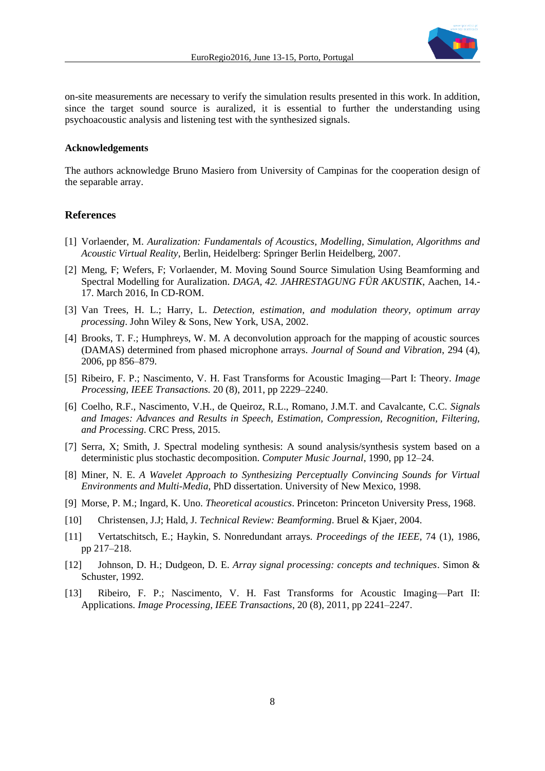on-site measurements are necessary to verify the simulation results presented in this work. In addition, since the target sound source is auralized, it is essential to further the understanding using psychoacoustic analysis and listening test with the synthesized signals.

**Acknowledgements**

The authors acknowledge Bruno Masiero from University of Campinas for the cooperation design of the separable array.

## References

[1] Vorlaender, M. *Auralization: Fundamentals of Acoustics, Modelling, Simulation, Algorithms and Acoustic Virtual Reality*, Berlin, Heidelberg: Springer Berlin Heidelberg, 2007.

[2] Meng, F; Wefers, F; Vorlaender, M. Moving Sound Source Simulation Using Beamforming and Spectral Modelling for Auralization. *DAGA, 42. JAHRESTAGUNG FÜR AKUSTIK*, Aachen, 14.-17. March 2016, In CD-ROM.

[3] Van Trees, H. L.; Harry, L. *Detection, estimation, and modulation theory, optimum array processing*. John Wiley & Sons, New York, USA, 2002.

[4] Brooks, T. F.; Humphreys, W. M. A deconvolution approach for the mapping of acoustic sources (DAMAS) determined from phased microphone arrays. *Journal of Sound and Vibration*, 294 (4), 2006, pp 856–879.

[5] Ribeiro, F. P.; Nascimento, V. H. Fast Transforms for Acoustic Imaging—Part I: Theory. *Image Processing, IEEE Transactions.* 20 (8), 2011, pp 2229–2240.

[6] Coelho, R.F., Nascimento, V.H., de Queiroz, R.L., Romano, J.M.T. and Cavalcante, C.C. *Signals and Images: Advances and Results in Speech, Estimation, Compression, Recognition, Filtering, and Processing*. CRC Press, 2015.

[7] Serra, X; Smith, J. Spectral modeling synthesis: A sound analysis/synthesis system based on a deterministic plus stochastic decomposition. *Computer Music Journal*, 1990, pp 12–24.

[8] Miner, N. E. *A Wavelet Approach to Synthesizing Perceptually Convincing Sounds for Virtual Environments and Multi-Media*, PhD dissertation. University of New Mexico, 1998.

[9] Morse, P. M.; Ingard, K. Uno. *Theoretical acoustics*. Princeton: Princeton University Press, 1968.

[10] Christensen, J.J; Hald, J. *Technical Review: Beamforming*. Bruel & Kjaer, 2004.

[11] Vertatschitsch, E.; Haykin, S. Nonredundant arrays. *Proceedings of the IEEE,* 74 (1), 1986, pp 217–218.

[12] Johnson, D. H.; Dudgeon, D. E. *Array signal processing: concepts and techniques*. Simon & Schuster, 1992.

[13] Ribeiro, F. P.; Nascimento, V. H. Fast Transforms for Acoustic Imaging—Part II: Applications. *Image Processing, IEEE Transactions*, 20 (8), 2011, pp 2241–2247.